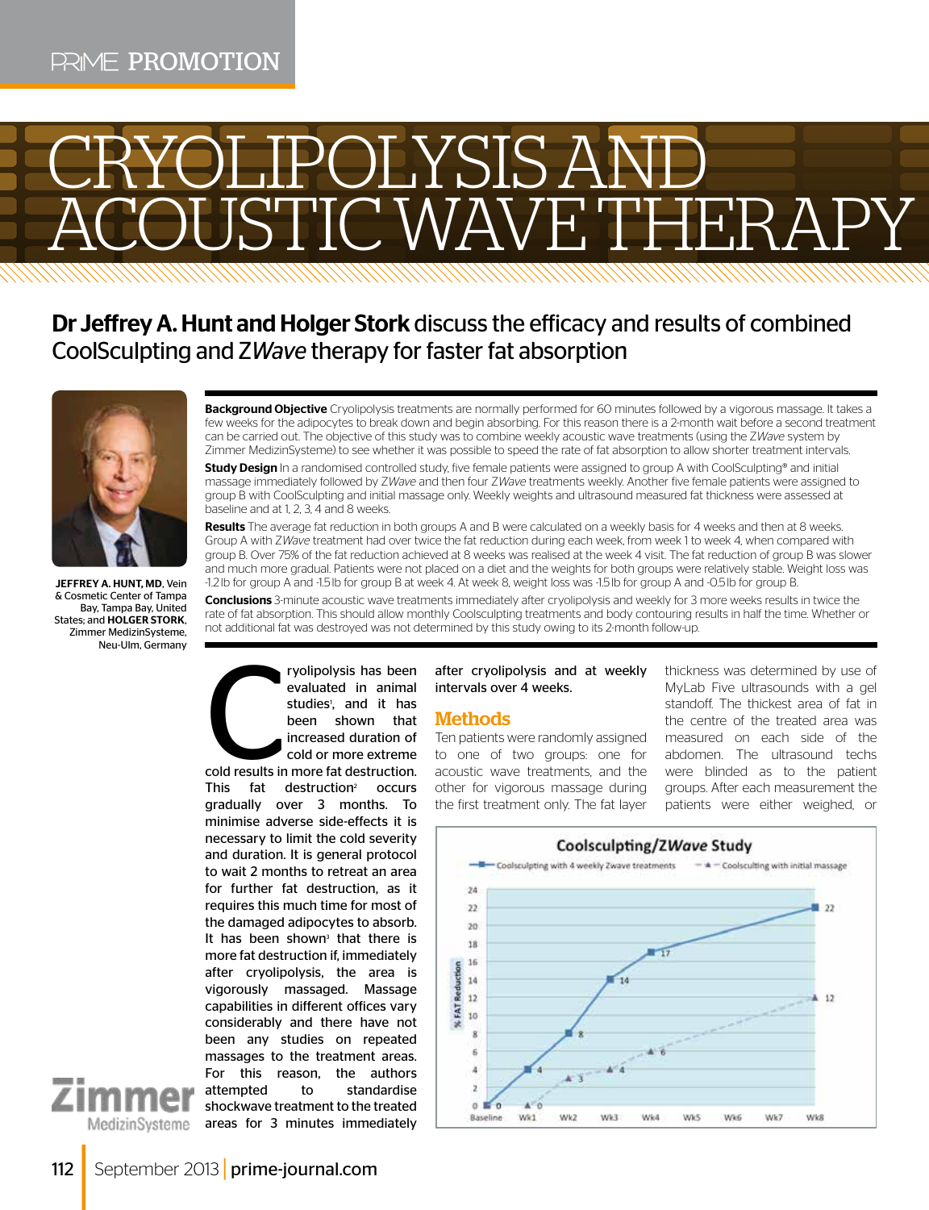PRIME PROMOTION

# CRYOLIPOLYSIS AND ACOUSTIC WAVE THERAPY

## **Dr Jeffrey A. Hunt and Holger Stork** discuss the efficacy and results of combined CoolSculpting and Z*Wave* therapy for faster fat absorption

**JEFFREY A. HUNT, MD**, Vein & Cosmetic Center of Tampa Bay, Tampa Bay, United States; and **HOLGER STORK**, Zimmer MedizinSysteme, Neu-Ulm, Germany

**Background Objective** Cryolipolysis treatments are normally performed for 60 minutes followed by a vigorous massage. It takes a few weeks for the adipocytes to break down and begin absorbing. For this reason there is a 2-month wait before a second treatment can be carried out. The objective of this study was to combine weekly acoustic wave treatments (using the Z*Wave* system by Zimmer MedizinSysteme) to see whether it was possible to speed the rate of fat absorption to allow shorter treatment intervals.

**Study Design** In a randomised controlled study, five female patients were assigned to group A with CoolSculpting® and initial massage immediately followed by Z*Wave* and then four Z*Wave* treatments weekly. Another five female patients were assigned to group B with CoolSculpting and initial massage only. Weekly weights and ultrasound measured fat thickness were assessed at baseline and at 1, 2, 3, 4 and 8 weeks.

**Results** The average fat reduction in both groups A and B were calculated on a weekly basis for 4 weeks and then at 8 weeks. Group A with Z*Wave* treatment had over twice the fat reduction during each week, from week 1 to week 4, when compared with group B. Over 75% of the fat reduction achieved at 8 weeks was realised at the week 4 visit. The fat reduction of group B was slower and much more gradual. Patients were not placed on a diet and the weights for both groups were relatively stable. Weight loss was -1.2 lb for group A and -1.5 lb for group B at week 4. At week 8, weight loss was -1.5 lb for group A and -0.5 lb for group B.

**Conclusions** 3-minute acoustic wave treatments immediately after cryolipolysis and weekly for 3 more weeks results in twice the rate of fat absorption. This should allow monthly Coolsculpting treatments and body contouring results in half the time. Whether or not additional fat was destroyed was not determined by this study owing to its 2-month follow-up.

Cryolipolysis has been evaluated in animal studies[1], and it has been shown that increased duration of cold or more extreme cold results in more fat destruction. This fat destruction[2] occurs gradually over 3 months. To minimise adverse side-effects it is necessary to limit the cold severity and duration. It is general protocol to wait 2 months to retreat an area for further fat destruction, as it requires this much time for most of the damaged adipocytes to absorb. It has been shown[3] that there is more fat destruction if, immediately after cryolipolysis, the area is vigorously massaged. Massage capabilities in different offices vary considerably and there have not been any studies on repeated massages to the treatment areas. For this reason, the authors attempted to standardise shockwave treatment to the treated areas for 3 minutes immediately after cryolipolysis and at weekly intervals over 4 weeks.

## Methods

Ten patients were randomly assigned to one of two groups: one for acoustic wave treatments, and the other for vigorous massage during the first treatment only. The fat layer thickness was determined by use of MyLab Five ultrasounds with a gel standoff. The thickest area of fat in the centre of the treated area was measured on each side of the abdomen. The ultrasound techs were blinded as to the patient groups. After each measurement the patients were either weighed, or

**Coolsculpting/Z*Wave* Study**

| | Baseline | Wk1 | Wk2 | Wk3 | Wk4 | Wk8 |
|---|---|---|---|---|---|---|
| Coolsculpting with 4 weekly Zwave treatments (% FAT Reduction) | 0 | 4 | 8 | 14 | 17 | 22 |
| Coolsculting with initial massage (% FAT Reduction) | 0 | 0 | 3 | 4 | 6 | 12 |

Zimmer MedizinSysteme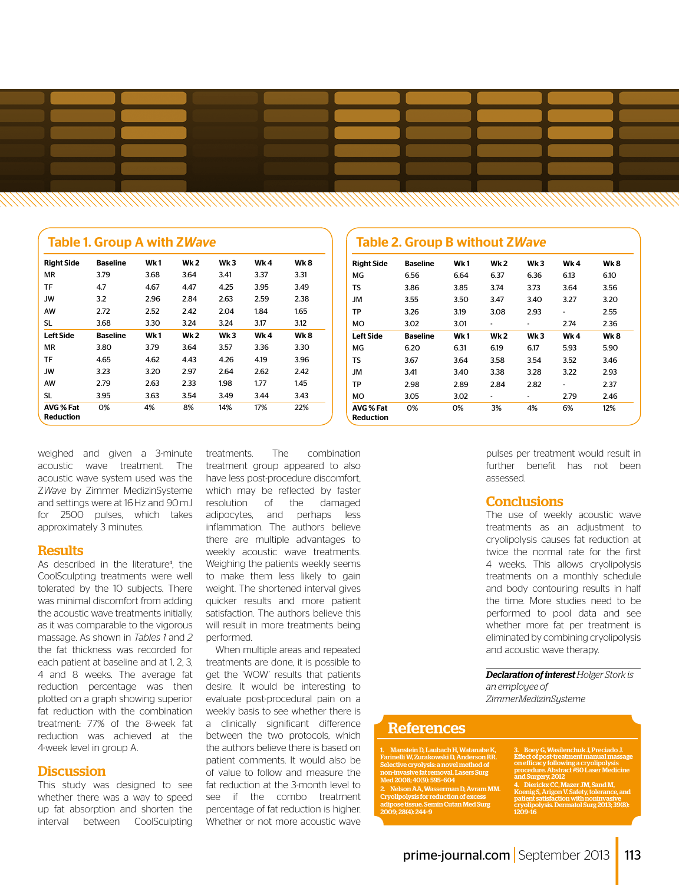## Table 1. Group A with *ZWave*

| Right Side | Baseline | Wk 1 | Wk 2 | Wk 3 | Wk 4 | Wk 8 |
|---|---|---|---|---|---|---|
| MR | 3.79 | 3.68 | 3.64 | 3.41 | 3.37 | 3.31 |
| TF | 4.7 | 4.67 | 4.47 | 4.25 | 3.95 | 3.49 |
| JW | 3.2 | 2.96 | 2.84 | 2.63 | 2.59 | 2.38 |
| AW | 2.72 | 2.52 | 2.42 | 2.04 | 1.84 | 1.65 |
| SL | 3.68 | 3.30 | 3.24 | 3.24 | 3.17 | 3.12 |
| **Left Side** | **Baseline** | **Wk 1** | **Wk 2** | **Wk 3** | **Wk 4** | **Wk 8** |
| MR | 3.80 | 3.79 | 3.64 | 3.57 | 3.36 | 3.30 |
| TF | 4.65 | 4.62 | 4.43 | 4.26 | 4.19 | 3.96 |
| JW | 3.23 | 3.20 | 2.97 | 2.64 | 2.62 | 2.42 |
| AW | 2.79 | 2.63 | 2.33 | 1.98 | 1.77 | 1.45 |
| SL | 3.95 | 3.63 | 3.54 | 3.49 | 3.44 | 3.43 |
| **AVG % Fat Reduction** | 0% | 4% | 8% | 14% | 17% | 22% |

## Table 2. Group B without *ZWave*

| Right Side | Baseline | Wk 1 | Wk 2 | Wk 3 | Wk 4 | Wk 8 |
|---|---|---|---|---|---|---|
| MG | 6.56 | 6.64 | 6.37 | 6.36 | 6.13 | 6.10 |
| TS | 3.86 | 3.85 | 3.74 | 3.73 | 3.64 | 3.56 |
| JM | 3.55 | 3.50 | 3.47 | 3.40 | 3.27 | 3.20 |
| TP | 3.26 | 3.19 | 3.08 | 2.93 | - | 2.55 |
| MO | 3.02 | 3.01 | - | - | 2.74 | 2.36 |
| **Left Side** | **Baseline** | **Wk 1** | **Wk 2** | **Wk 3** | **Wk 4** | **Wk 8** |
| MG | 6.20 | 6.31 | 6.19 | 6.17 | 5.93 | 5.90 |
| TS | 3.67 | 3.64 | 3.58 | 3.54 | 3.52 | 3.46 |
| JM | 3.41 | 3.40 | 3.38 | 3.28 | 3.22 | 2.93 |
| TP | 2.98 | 2.89 | 2.84 | 2.82 | - | 2.37 |
| MO | 3.05 | 3.02 | - | - | 2.79 | 2.46 |
| **AVG % Fat Reduction** | 0% | 0% | 3% | 4% | 6% | 12% |

weighed and given a 3-minute acoustic wave treatment. The acoustic wave system used was the *ZWave* by Zimmer MedizinSysteme and settings were at 16 Hz and 90 mJ for 2500 pulses, which takes approximately 3 minutes.

## Results

As described in the literature[4], the CoolSculpting treatments were well tolerated by the 10 subjects. There was minimal discomfort from adding the acoustic wave treatments initially, as it was comparable to the vigorous massage. As shown in *Tables 1* and *2* the fat thickness was recorded for each patient at baseline and at 1, 2, 3, 4 and 8 weeks. The average fat reduction percentage was then plotted on a graph showing superior fat reduction with the combination treatment: 77% of the 8-week fat reduction was achieved at the 4-week level in group A.

## Discussion

This study was designed to see whether there was a way to speed up fat absorption and shorten the interval between CoolSculpting treatments. The combination treatment group appeared to also have less post-procedure discomfort, which may be reflected by faster resolution of the damaged adipocytes, and perhaps less inflammation. The authors believe there are multiple advantages to weekly acoustic wave treatments. Weighing the patients weekly seems to make them less likely to gain weight. The shortened interval gives quicker results and more patient satisfaction. The authors believe this will result in more treatments being performed.

When multiple areas and repeated treatments are done, it is possible to get the 'WOW' results that patients desire. It would be interesting to evaluate post-procedural pain on a weekly basis to see whether there is a clinically significant difference between the two protocols, which the authors believe there is based on patient comments. It would also be of value to follow and measure the fat reduction at the 3-month level to see if the combo treatment percentage of fat reduction is higher. Whether or not more acoustic wave pulses per treatment would result in further benefit has not been assessed.

## Conclusions

The use of weekly acoustic wave treatments as an adjustment to cryolipolysis causes fat reduction at twice the normal rate for the first 4 weeks. This allows cryolipolysis treatments on a monthly schedule and body contouring results in half the time. More studies need to be performed to pool data and see whether more fat per treatment is eliminated by combining cryolipolysis and acoustic wave therapy.

***Declaration of interest*** *Holger Stork is an employee of ZimmerMedizinSysteme*

## References

1. Manstein D, Laubach H, Watanabe K, Farinelli W, Zurakowski D, Anderson RR. Selective cryolysis: a novel method of non-invasive fat removal. Lasers Surg Med 2008; 40(9): 595–604
2. Nelson AA, Wasserman D, Avram MM. Cryolipolysis for reduction of excess adipose tissue. Semin Cutan Med Surg 2009; 28(4): 244–9
3. Boey G, Wasilenchuk J, Preciado J. Effect of post-treatment manual massage on efficacy following a cryolipolysis procedure. Abstract #50 Laser Medicine and Surgery, 2012
4. Dierickx CC, Mazer JM, Sand M, Koenig S, Arigon V. Safety, tolerance, and patient satisfaction with noninvasive cryolipolysis. Dermatol Surg 2013; 39(8): 1209–16